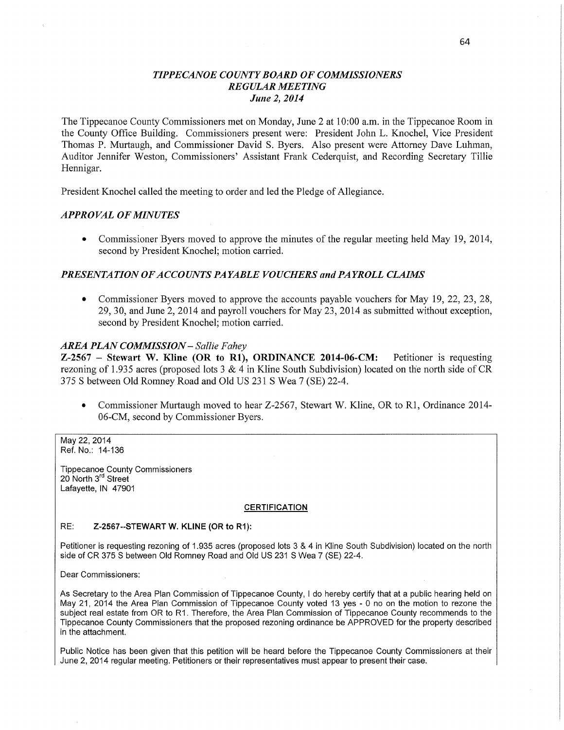# *TIPPECANOE COUNTY BOARD OF COMMISSIONERS*
## *REGULAR MEETING*
### *June 2, 2014*

The Tippecanoe County Commissioners met on Monday, June 2 at 10:00 a.m. in the Tippecanoe Room in the County Office Building. Commissioners present were: President John L. Knochel, Vice President Thomas P. Murtaugh, and Commissioner David S. Byers. Also present were Attorney Dave Luhman, Auditor Jennifer Weston, Commissioners' Assistant Frank Cederquist, and Recording Secretary Tillie Hennigar.

President Knochel called the meeting to order and led the Pledge of Allegiance.

### *APPROVAL OF MINUTES*

- Commissioner Byers moved to approve the minutes of the regular meeting held May 19, 2014, second by President Knochel; motion carried.

### *PRESENTATION OF ACCOUNTS PAYABLE VOUCHERS and PAYROLL CLAIMS*

- Commissioner Byers moved to approve the accounts payable vouchers for May 19, 22, 23, 28, 29, 30, and June 2, 2014 and payroll vouchers for May 23, 2014 as submitted without exception, second by President Knochel; motion carried.

### *AREA PLAN COMMISSION – Sallie Fahey*

**Z-2567 – Stewart W. Kline (OR to R1), ORDINANCE 2014-06-CM:** Petitioner is requesting rezoning of 1.935 acres (proposed lots 3 & 4 in Kline South Subdivision) located on the north side of CR 375 S between Old Romney Road and Old US 231 S Wea 7 (SE) 22-4.

- Commissioner Murtaugh moved to hear Z-2567, Stewart W. Kline, OR to R1, Ordinance 2014-06-CM, second by Commissioner Byers.

May 22, 2014
Ref. No.: 14-136

Tippecanoe County Commissioners
20 North 3rd Street
Lafayette, IN 47901

**CERTIFICATION**

RE: **Z-2567--STEWART W. KLINE (OR to R1):**

Petitioner is requesting rezoning of 1.935 acres (proposed lots 3 & 4 in Kline South Subdivision) located on the north side of CR 375 S between Old Romney Road and Old US 231 S Wea 7 (SE) 22-4.

Dear Commissioners:

As Secretary to the Area Plan Commission of Tippecanoe County, I do hereby certify that at a public hearing held on May 21, 2014 the Area Plan Commission of Tippecanoe County voted 13 yes - 0 no on the motion to rezone the subject real estate from OR to R1. Therefore, the Area Plan Commission of Tippecanoe County recommends to the Tippecanoe County Commissioners that the proposed rezoning ordinance be APPROVED for the property described in the attachment.

Public Notice has been given that this petition will be heard before the Tippecanoe County Commissioners at their June 2, 2014 regular meeting. Petitioners or their representatives must appear to present their case.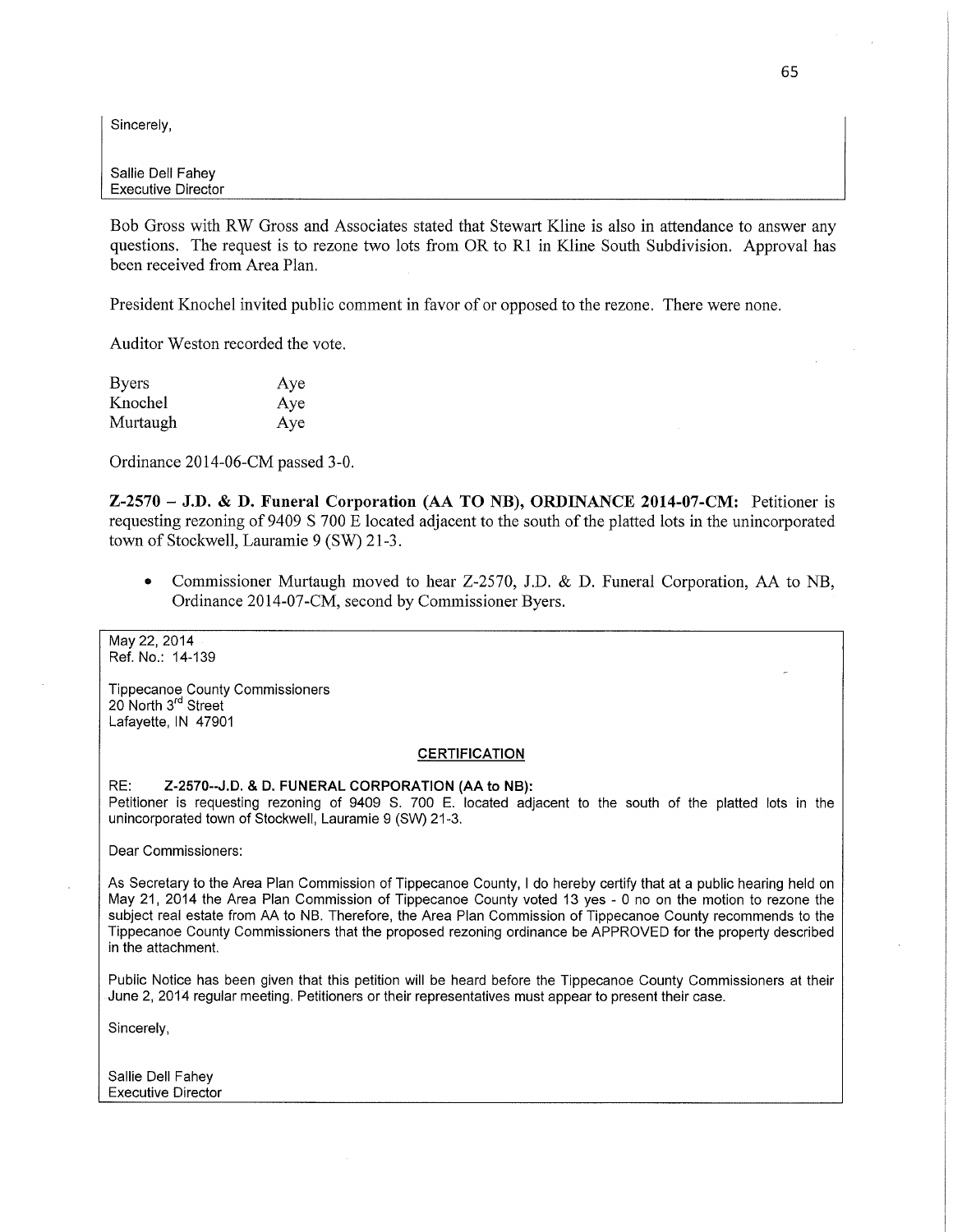Sincerely,

Sallie Dell Fahey
Executive Director

Bob Gross with RW Gross and Associates stated that Stewart Kline is also in attendance to answer any questions. The request is to rezone two lots from OR to R1 in Kline South Subdivision. Approval has been received from Area Plan.

President Knochel invited public comment in favor of or opposed to the rezone. There were none.

Auditor Weston recorded the vote.

| | |
|---|---|
| Byers | Aye |
| Knochel | Aye |
| Murtaugh | Aye |

Ordinance 2014-06-CM passed 3-0.

**Z-2570 – J.D. & D. Funeral Corporation (AA TO NB), ORDINANCE 2014-07-CM:** Petitioner is requesting rezoning of 9409 S 700 E located adjacent to the south of the platted lots in the unincorporated town of Stockwell, Lauramie 9 (SW) 21-3.

- Commissioner Murtaugh moved to hear Z-2570, J.D. & D. Funeral Corporation, AA to NB, Ordinance 2014-07-CM, second by Commissioner Byers.

May 22, 2014
Ref. No.: 14-139

Tippecanoe County Commissioners
20 North 3rd Street
Lafayette, IN 47901

**CERTIFICATION**

RE: **Z-2570--J.D. & D. FUNERAL CORPORATION (AA to NB):**
Petitioner is requesting rezoning of 9409 S. 700 E. located adjacent to the south of the platted lots in the unincorporated town of Stockwell, Lauramie 9 (SW) 21-3.

Dear Commissioners:

As Secretary to the Area Plan Commission of Tippecanoe County, I do hereby certify that at a public hearing held on May 21, 2014 the Area Plan Commission of Tippecanoe County voted 13 yes - 0 no on the motion to rezone the subject real estate from AA to NB. Therefore, the Area Plan Commission of Tippecanoe County recommends to the Tippecanoe County Commissioners that the proposed rezoning ordinance be APPROVED for the property described in the attachment.

Public Notice has been given that this petition will be heard before the Tippecanoe County Commissioners at their June 2, 2014 regular meeting. Petitioners or their representatives must appear to present their case.

Sincerely,

Sallie Dell Fahey
Executive Director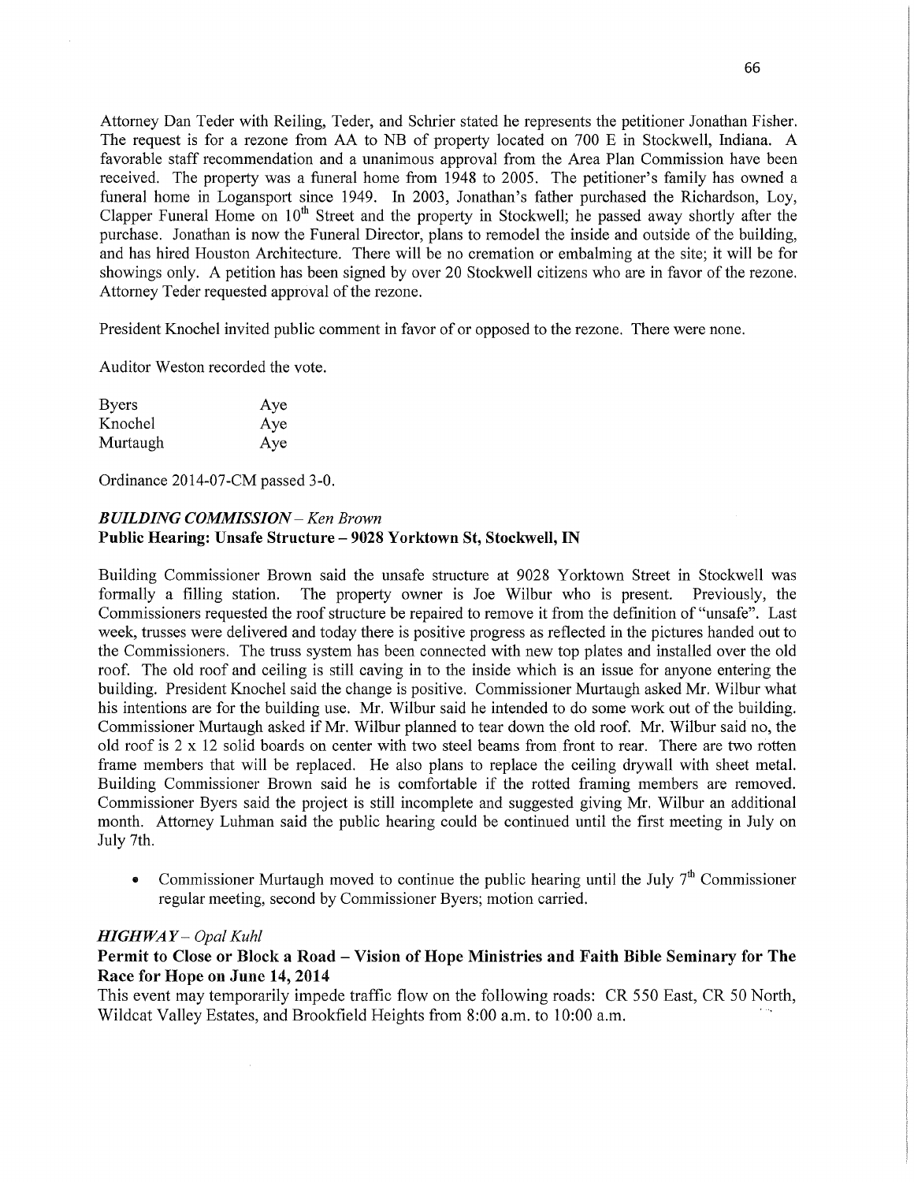Attorney Dan Teder with Reiling, Teder, and Schrier stated he represents the petitioner Jonathan Fisher. The request is for a rezone from AA to NB of property located on 700 E in Stockwell, Indiana. A favorable staff recommendation and a unanimous approval from the Area Plan Commission have been received. The property was a funeral home from 1948 to 2005. The petitioner's family has owned a funeral home in Logansport since 1949. In 2003, Jonathan's father purchased the Richardson, Loy, Clapper Funeral Home on 10th Street and the property in Stockwell; he passed away shortly after the purchase. Jonathan is now the Funeral Director, plans to remodel the inside and outside of the building, and has hired Houston Architecture. There will be no cremation or embalming at the site; it will be for showings only. A petition has been signed by over 20 Stockwell citizens who are in favor of the rezone. Attorney Teder requested approval of the rezone.

President Knochel invited public comment in favor of or opposed to the rezone. There were none.

Auditor Weston recorded the vote.

| | |
|---|---|
| Byers | Aye |
| Knochel | Aye |
| Murtaugh | Aye |

Ordinance 2014-07-CM passed 3-0.

### *BUILDING COMMISSION – Ken Brown*
**Public Hearing: Unsafe Structure – 9028 Yorktown St, Stockwell, IN**

Building Commissioner Brown said the unsafe structure at 9028 Yorktown Street in Stockwell was formally a filling station. The property owner is Joe Wilbur who is present. Previously, the Commissioners requested the roof structure be repaired to remove it from the definition of "unsafe". Last week, trusses were delivered and today there is positive progress as reflected in the pictures handed out to the Commissioners. The truss system has been connected with new top plates and installed over the old roof. The old roof and ceiling is still caving in to the inside which is an issue for anyone entering the building. President Knochel said the change is positive. Commissioner Murtaugh asked Mr. Wilbur what his intentions are for the building use. Mr. Wilbur said he intended to do some work out of the building. Commissioner Murtaugh asked if Mr. Wilbur planned to tear down the old roof. Mr. Wilbur said no, the old roof is 2 x 12 solid boards on center with two steel beams from front to rear. There are two rotten frame members that will be replaced. He also plans to replace the ceiling drywall with sheet metal. Building Commissioner Brown said he is comfortable if the rotted framing members are removed. Commissioner Byers said the project is still incomplete and suggested giving Mr. Wilbur an additional month. Attorney Luhman said the public hearing could be continued until the first meeting in July on July 7th.

- Commissioner Murtaugh moved to continue the public hearing until the July 7th Commissioner regular meeting, second by Commissioner Byers; motion carried.

### *HIGHWAY – Opal Kuhl*
**Permit to Close or Block a Road – Vision of Hope Ministries and Faith Bible Seminary for The Race for Hope on June 14, 2014**

This event may temporarily impede traffic flow on the following roads: CR 550 East, CR 50 North, Wildcat Valley Estates, and Brookfield Heights from 8:00 a.m. to 10:00 a.m.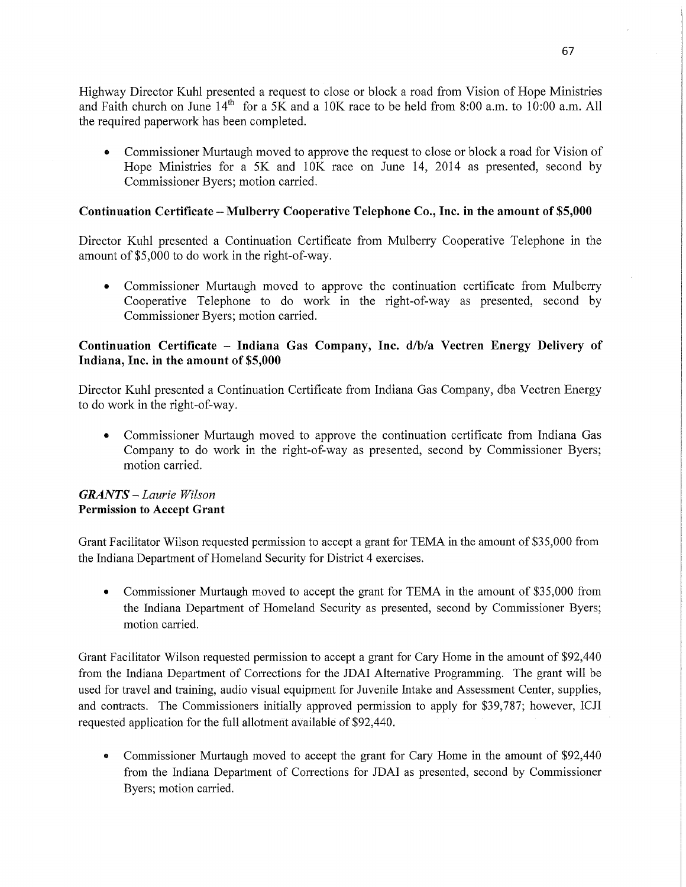Highway Director Kuhl presented a request to close or block a road from Vision of Hope Ministries and Faith church on June 14th for a 5K and a 10K race to be held from 8:00 a.m. to 10:00 a.m. All the required paperwork has been completed.

- Commissioner Murtaugh moved to approve the request to close or block a road for Vision of Hope Ministries for a 5K and 10K race on June 14, 2014 as presented, second by Commissioner Byers; motion carried.

**Continuation Certificate – Mulberry Cooperative Telephone Co., Inc. in the amount of $5,000**

Director Kuhl presented a Continuation Certificate from Mulberry Cooperative Telephone in the amount of $5,000 to do work in the right-of-way.

- Commissioner Murtaugh moved to approve the continuation certificate from Mulberry Cooperative Telephone to do work in the right-of-way as presented, second by Commissioner Byers; motion carried.

**Continuation Certificate – Indiana Gas Company, Inc. d/b/a Vectren Energy Delivery of Indiana, Inc. in the amount of $5,000**

Director Kuhl presented a Continuation Certificate from Indiana Gas Company, dba Vectren Energy to do work in the right-of-way.

- Commissioner Murtaugh moved to approve the continuation certificate from Indiana Gas Company to do work in the right-of-way as presented, second by Commissioner Byers; motion carried.

***GRANTS** – Laurie Wilson*
**Permission to Accept Grant**

Grant Facilitator Wilson requested permission to accept a grant for TEMA in the amount of $35,000 from the Indiana Department of Homeland Security for District 4 exercises.

- Commissioner Murtaugh moved to accept the grant for TEMA in the amount of $35,000 from the Indiana Department of Homeland Security as presented, second by Commissioner Byers; motion carried.

Grant Facilitator Wilson requested permission to accept a grant for Cary Home in the amount of $92,440 from the Indiana Department of Corrections for the JDAI Alternative Programming. The grant will be used for travel and training, audio visual equipment for Juvenile Intake and Assessment Center, supplies, and contracts. The Commissioners initially approved permission to apply for $39,787; however, ICJI requested application for the full allotment available of $92,440.

- Commissioner Murtaugh moved to accept the grant for Cary Home in the amount of $92,440 from the Indiana Department of Corrections for JDAI as presented, second by Commissioner Byers; motion carried.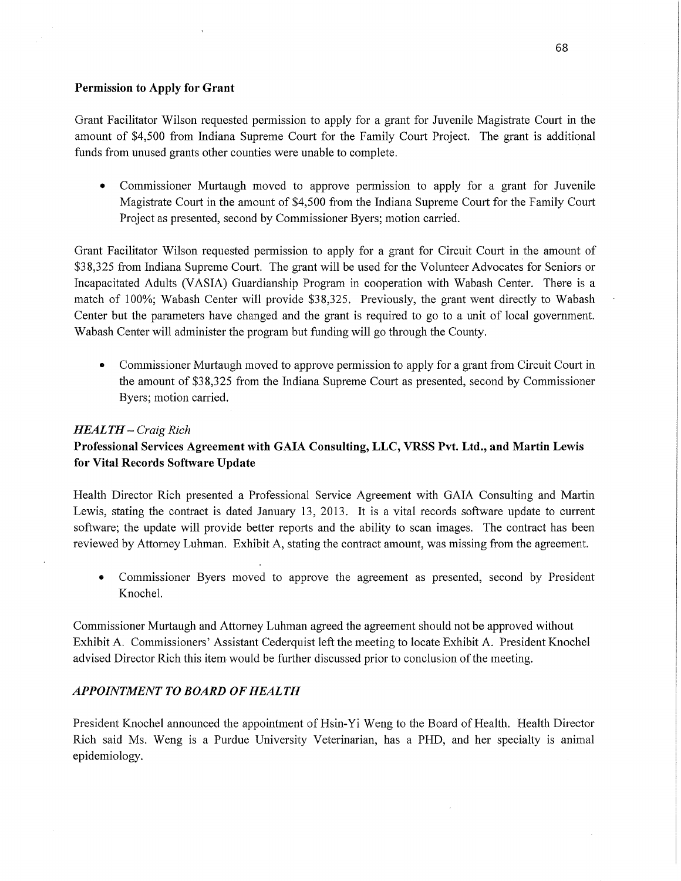### Permission to Apply for Grant

Grant Facilitator Wilson requested permission to apply for a grant for Juvenile Magistrate Court in the amount of $4,500 from Indiana Supreme Court for the Family Court Project. The grant is additional funds from unused grants other counties were unable to complete.

- Commissioner Murtaugh moved to approve permission to apply for a grant for Juvenile Magistrate Court in the amount of $4,500 from the Indiana Supreme Court for the Family Court Project as presented, second by Commissioner Byers; motion carried.

Grant Facilitator Wilson requested permission to apply for a grant for Circuit Court in the amount of $38,325 from Indiana Supreme Court. The grant will be used for the Volunteer Advocates for Seniors or Incapacitated Adults (VASIA) Guardianship Program in cooperation with Wabash Center. There is a match of 100%; Wabash Center will provide $38,325. Previously, the grant went directly to Wabash Center but the parameters have changed and the grant is required to go to a unit of local government. Wabash Center will administer the program but funding will go through the County.

- Commissioner Murtaugh moved to approve permission to apply for a grant from Circuit Court in the amount of $38,325 from the Indiana Supreme Court as presented, second by Commissioner Byers; motion carried.

### *HEALTH – Craig Rich*

### Professional Services Agreement with GAIA Consulting, LLC, VRSS Pvt. Ltd., and Martin Lewis for Vital Records Software Update

Health Director Rich presented a Professional Service Agreement with GAIA Consulting and Martin Lewis, stating the contract is dated January 13, 2013. It is a vital records software update to current software; the update will provide better reports and the ability to scan images. The contract has been reviewed by Attorney Luhman. Exhibit A, stating the contract amount, was missing from the agreement.

- Commissioner Byers moved to approve the agreement as presented, second by President Knochel.

Commissioner Murtaugh and Attorney Luhman agreed the agreement should not be approved without Exhibit A. Commissioners' Assistant Cederquist left the meeting to locate Exhibit A. President Knochel advised Director Rich this item would be further discussed prior to conclusion of the meeting.

### *APPOINTMENT TO BOARD OF HEALTH*

President Knochel announced the appointment of Hsin-Yi Weng to the Board of Health. Health Director Rich said Ms. Weng is a Purdue University Veterinarian, has a PHD, and her specialty is animal epidemiology.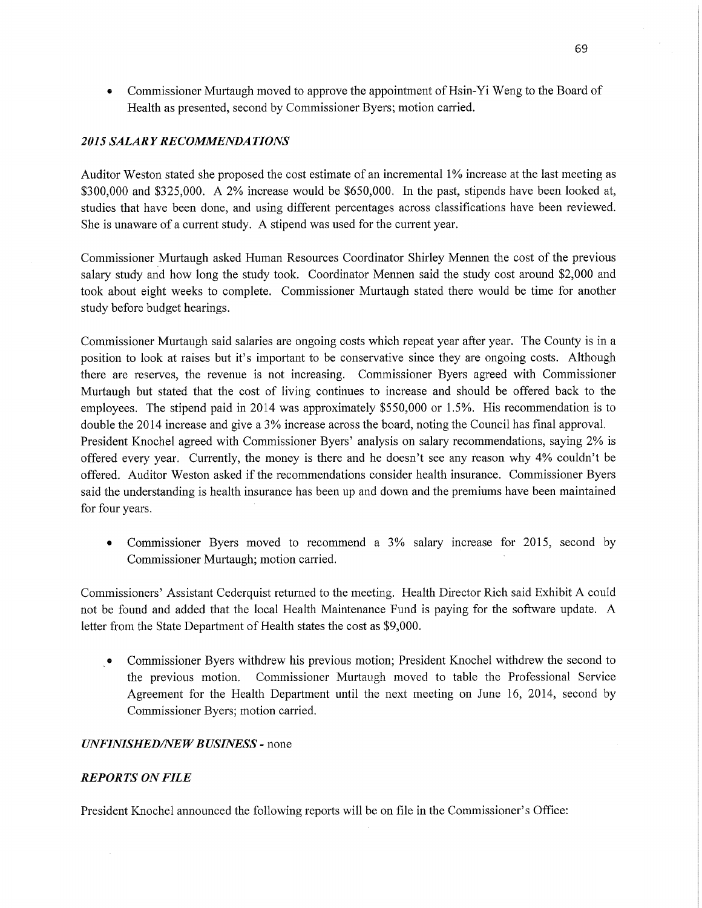- Commissioner Murtaugh moved to approve the appointment of Hsin-Yi Weng to the Board of Health as presented, second by Commissioner Byers; motion carried.

***2015 SALARY RECOMMENDATIONS***

Auditor Weston stated she proposed the cost estimate of an incremental 1% increase at the last meeting as $300,000 and $325,000. A 2% increase would be $650,000. In the past, stipends have been looked at, studies that have been done, and using different percentages across classifications have been reviewed. She is unaware of a current study. A stipend was used for the current year.

Commissioner Murtaugh asked Human Resources Coordinator Shirley Mennen the cost of the previous salary study and how long the study took. Coordinator Mennen said the study cost around $2,000 and took about eight weeks to complete. Commissioner Murtaugh stated there would be time for another study before budget hearings.

Commissioner Murtaugh said salaries are ongoing costs which repeat year after year. The County is in a position to look at raises but it's important to be conservative since they are ongoing costs. Although there are reserves, the revenue is not increasing. Commissioner Byers agreed with Commissioner Murtaugh but stated that the cost of living continues to increase and should be offered back to the employees. The stipend paid in 2014 was approximately $550,000 or 1.5%. His recommendation is to double the 2014 increase and give a 3% increase across the board, noting the Council has final approval. President Knochel agreed with Commissioner Byers' analysis on salary recommendations, saying 2% is offered every year. Currently, the money is there and he doesn't see any reason why 4% couldn't be offered. Auditor Weston asked if the recommendations consider health insurance. Commissioner Byers said the understanding is health insurance has been up and down and the premiums have been maintained for four years.

- Commissioner Byers moved to recommend a 3% salary increase for 2015, second by Commissioner Murtaugh; motion carried.

Commissioners' Assistant Cederquist returned to the meeting. Health Director Rich said Exhibit A could not be found and added that the local Health Maintenance Fund is paying for the software update. A letter from the State Department of Health states the cost as $9,000.

- Commissioner Byers withdrew his previous motion; President Knochel withdrew the second to the previous motion. Commissioner Murtaugh moved to table the Professional Service Agreement for the Health Department until the next meeting on June 16, 2014, second by Commissioner Byers; motion carried.

***UNFINISHED/NEW BUSINESS*** - none

***REPORTS ON FILE***

President Knochel announced the following reports will be on file in the Commissioner's Office: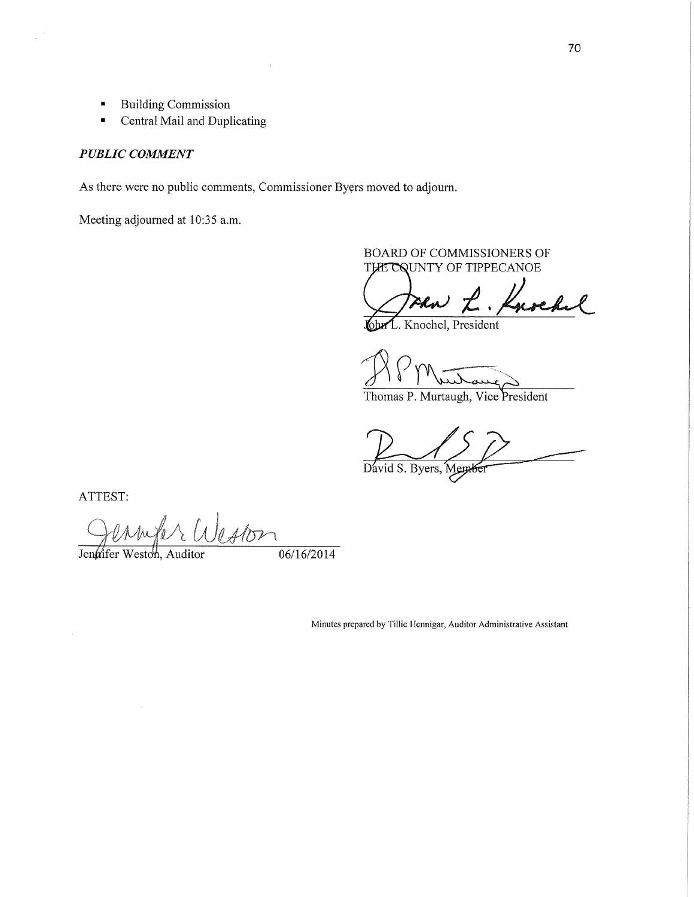- Building Commission
- Central Mail and Duplicating

***PUBLIC COMMENT***

As there were no public comments, Commissioner Byers moved to adjourn.

Meeting adjourned at 10:35 a.m.

BOARD OF COMMISSIONERS OF
THE COUNTY OF TIPPECANOE

John L. Knochel, President

Thomas P. Murtaugh, Vice President

David S. Byers, Member

ATTEST:

Jennifer Weston, Auditor 06/16/2014

Minutes prepared by Tillie Hennigar, Auditor Administrative Assistant